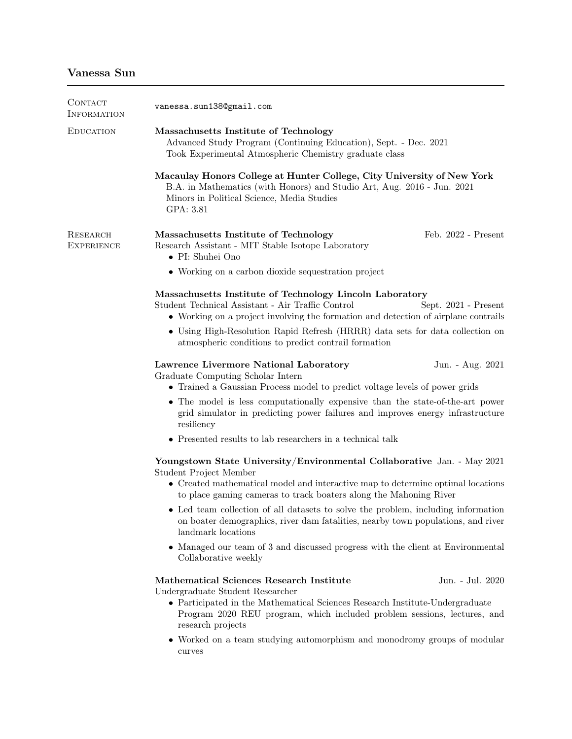# Vanessa Sun

## Contact Information

vanessa.sun138@gmail.com

## Education

**Massachusetts Institute of Technology**
Advanced Study Program (Continuing Education), Sept. - Dec. 2021
Took Experimental Atmospheric Chemistry graduate class

**Macaulay Honors College at Hunter College, City University of New York**
B.A. in Mathematics (with Honors) and Studio Art, Aug. 2016 - Jun. 2021
Minors in Political Science, Media Studies
GPA: 3.81

## Research Experience

**Massachusetts Institute of Technology** — Feb. 2022 - Present
Research Assistant - MIT Stable Isotope Laboratory

- PI: Shuhei Ono
- Working on a carbon dioxide sequestration project

**Massachusetts Institute of Technology Lincoln Laboratory**
Student Technical Assistant - Air Traffic Control — Sept. 2021 - Present

- Working on a project involving the formation and detection of airplane contrails
- Using High-Resolution Rapid Refresh (HRRR) data sets for data collection on atmospheric conditions to predict contrail formation

**Lawrence Livermore National Laboratory** — Jun. - Aug. 2021
Graduate Computing Scholar Intern

- Trained a Gaussian Process model to predict voltage levels of power grids
- The model is less computationally expensive than the state-of-the-art power grid simulator in predicting power failures and improves energy infrastructure resiliency
- Presented results to lab researchers in a technical talk

**Youngstown State University/Environmental Collaborative** — Jan. - May 2021
Student Project Member

- Created mathematical model and interactive map to determine optimal locations to place gaming cameras to track boaters along the Mahoning River
- Led team collection of all datasets to solve the problem, including information on boater demographics, river dam fatalities, nearby town populations, and river landmark locations
- Managed our team of 3 and discussed progress with the client at Environmental Collaborative weekly

**Mathematical Sciences Research Institute** — Jun. - Jul. 2020
Undergraduate Student Researcher

- Participated in the Mathematical Sciences Research Institute-Undergraduate Program 2020 REU program, which included problem sessions, lectures, and research projects
- Worked on a team studying automorphism and monodromy groups of modular curves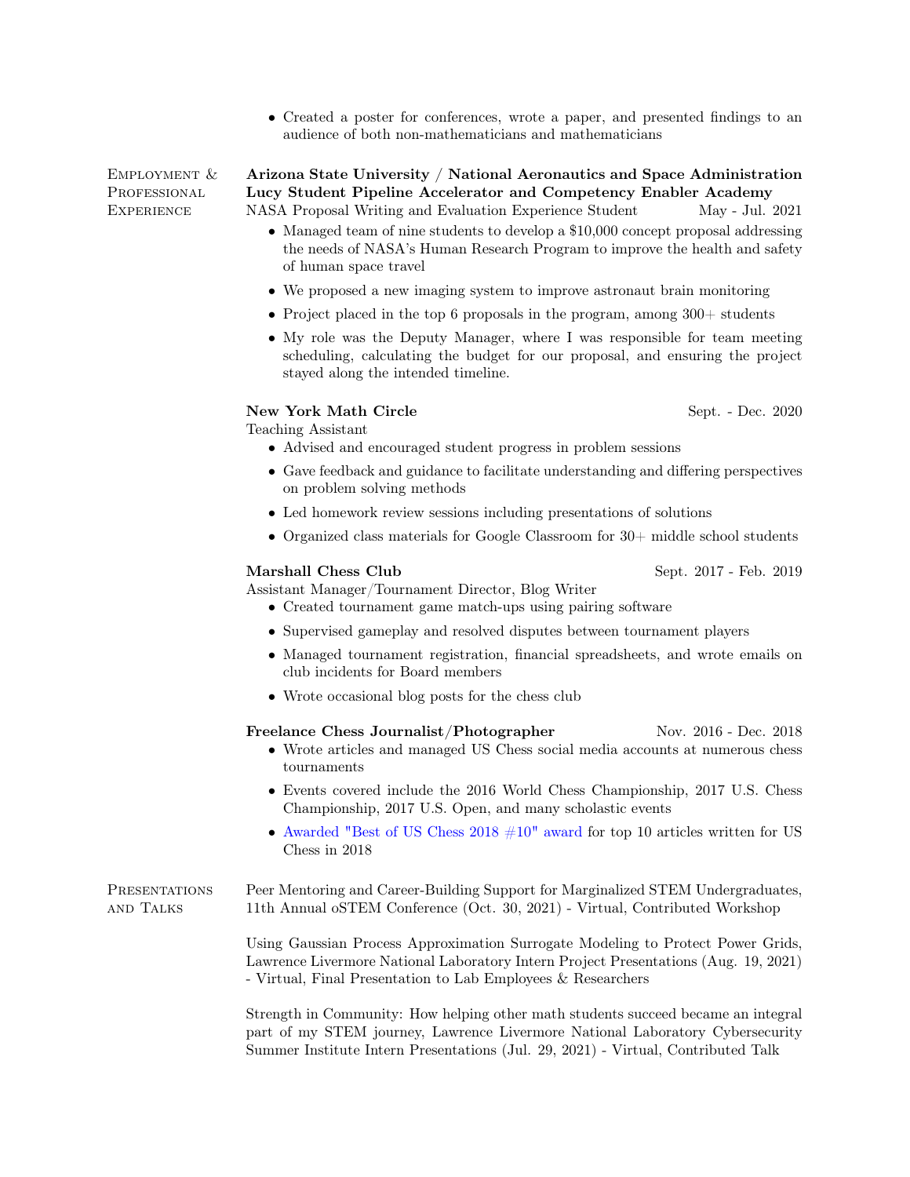- Created a poster for conferences, wrote a paper, and presented findings to an audience of both non-mathematicians and mathematicians

## Employment & Professional Experience

**Arizona State University / National Aeronautics and Space Administration Lucy Student Pipeline Accelerator and Competency Enabler Academy**
NASA Proposal Writing and Evaluation Experience Student — May - Jul. 2021

- Managed team of nine students to develop a $10,000 concept proposal addressing the needs of NASA's Human Research Program to improve the health and safety of human space travel
- We proposed a new imaging system to improve astronaut brain monitoring
- Project placed in the top 6 proposals in the program, among 300+ students
- My role was the Deputy Manager, where I was responsible for team meeting scheduling, calculating the budget for our proposal, and ensuring the project stayed along the intended timeline.

**New York Math Circle** — Sept. - Dec. 2020
Teaching Assistant

- Advised and encouraged student progress in problem sessions
- Gave feedback and guidance to facilitate understanding and differing perspectives on problem solving methods
- Led homework review sessions including presentations of solutions
- Organized class materials for Google Classroom for 30+ middle school students

**Marshall Chess Club** — Sept. 2017 - Feb. 2019
Assistant Manager/Tournament Director, Blog Writer

- Created tournament game match-ups using pairing software
- Supervised gameplay and resolved disputes between tournament players
- Managed tournament registration, financial spreadsheets, and wrote emails on club incidents for Board members
- Wrote occasional blog posts for the chess club

**Freelance Chess Journalist/Photographer** — Nov. 2016 - Dec. 2018

- Wrote articles and managed US Chess social media accounts at numerous chess tournaments
- Events covered include the 2016 World Chess Championship, 2017 U.S. Chess Championship, 2017 U.S. Open, and many scholastic events
- Awarded "Best of US Chess 2018 #10" award for top 10 articles written for US Chess in 2018

## Presentations and Talks

Peer Mentoring and Career-Building Support for Marginalized STEM Undergraduates, 11th Annual oSTEM Conference (Oct. 30, 2021) - Virtual, Contributed Workshop

Using Gaussian Process Approximation Surrogate Modeling to Protect Power Grids, Lawrence Livermore National Laboratory Intern Project Presentations (Aug. 19, 2021) - Virtual, Final Presentation to Lab Employees & Researchers

Strength in Community: How helping other math students succeed became an integral part of my STEM journey, Lawrence Livermore National Laboratory Cybersecurity Summer Institute Intern Presentations (Jul. 29, 2021) - Virtual, Contributed Talk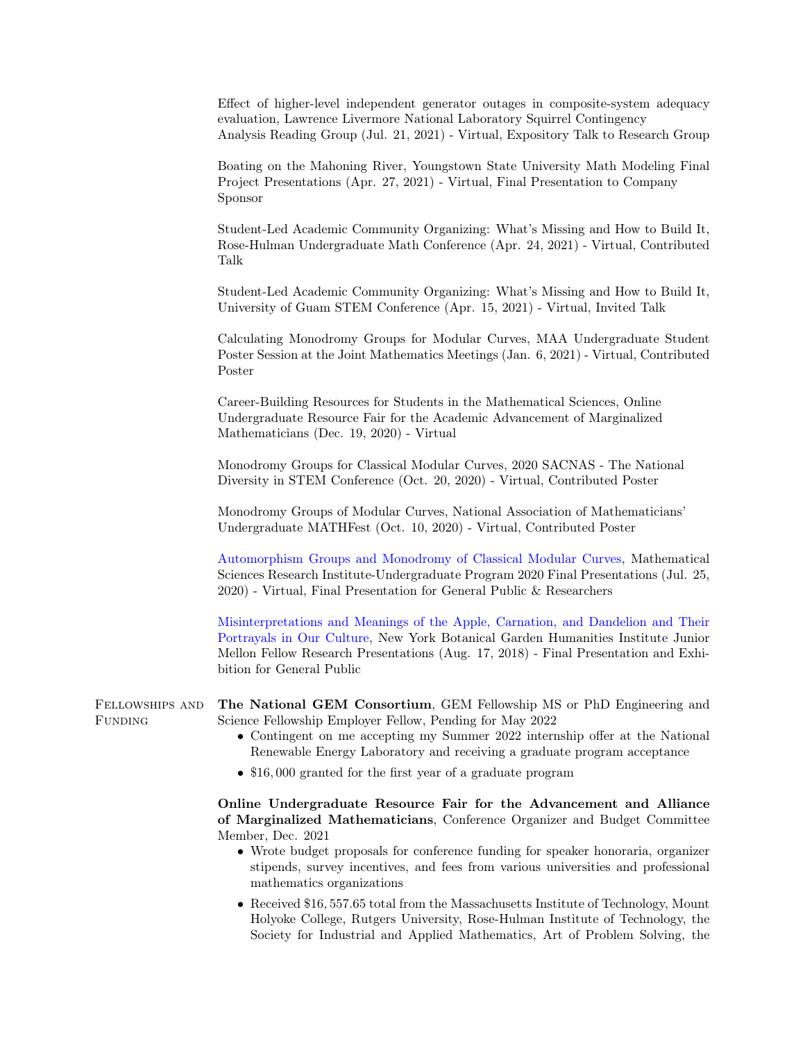Effect of higher-level independent generator outages in composite-system adequacy evaluation, Lawrence Livermore National Laboratory Squirrel Contingency Analysis Reading Group (Jul. 21, 2021) - Virtual, Expository Talk to Research Group

Boating on the Mahoning River, Youngstown State University Math Modeling Final Project Presentations (Apr. 27, 2021) - Virtual, Final Presentation to Company Sponsor

Student-Led Academic Community Organizing: What's Missing and How to Build It, Rose-Hulman Undergraduate Math Conference (Apr. 24, 2021) - Virtual, Contributed Talk

Student-Led Academic Community Organizing: What's Missing and How to Build It, University of Guam STEM Conference (Apr. 15, 2021) - Virtual, Invited Talk

Calculating Monodromy Groups for Modular Curves, MAA Undergraduate Student Poster Session at the Joint Mathematics Meetings (Jan. 6, 2021) - Virtual, Contributed Poster

Career-Building Resources for Students in the Mathematical Sciences, Online Undergraduate Resource Fair for the Academic Advancement of Marginalized Mathematicians (Dec. 19, 2020) - Virtual

Monodromy Groups for Classical Modular Curves, 2020 SACNAS - The National Diversity in STEM Conference (Oct. 20, 2020) - Virtual, Contributed Poster

Monodromy Groups of Modular Curves, National Association of Mathematicians' Undergraduate MATHFest (Oct. 10, 2020) - Virtual, Contributed Poster

Automorphism Groups and Monodromy of Classical Modular Curves, Mathematical Sciences Research Institute-Undergraduate Program 2020 Final Presentations (Jul. 25, 2020) - Virtual, Final Presentation for General Public & Researchers

Misinterpretations and Meanings of the Apple, Carnation, and Dandelion and Their Portrayals in Our Culture, New York Botanical Garden Humanities Institute Junior Mellon Fellow Research Presentations (Aug. 17, 2018) - Final Presentation and Exhibition for General Public

## Fellowships and Funding

**The National GEM Consortium**, GEM Fellowship MS or PhD Engineering and Science Fellowship Employer Fellow, Pending for May 2022

- Contingent on me accepting my Summer 2022 internship offer at the National Renewable Energy Laboratory and receiving a graduate program acceptance
- $16,000 granted for the first year of a graduate program

**Online Undergraduate Resource Fair for the Advancement and Alliance of Marginalized Mathematicians**, Conference Organizer and Budget Committee Member, Dec. 2021

- Wrote budget proposals for conference funding for speaker honoraria, organizer stipends, survey incentives, and fees from various universities and professional mathematics organizations
- Received $16,557.65 total from the Massachusetts Institute of Technology, Mount Holyoke College, Rutgers University, Rose-Hulman Institute of Technology, the Society for Industrial and Applied Mathematics, Art of Problem Solving, the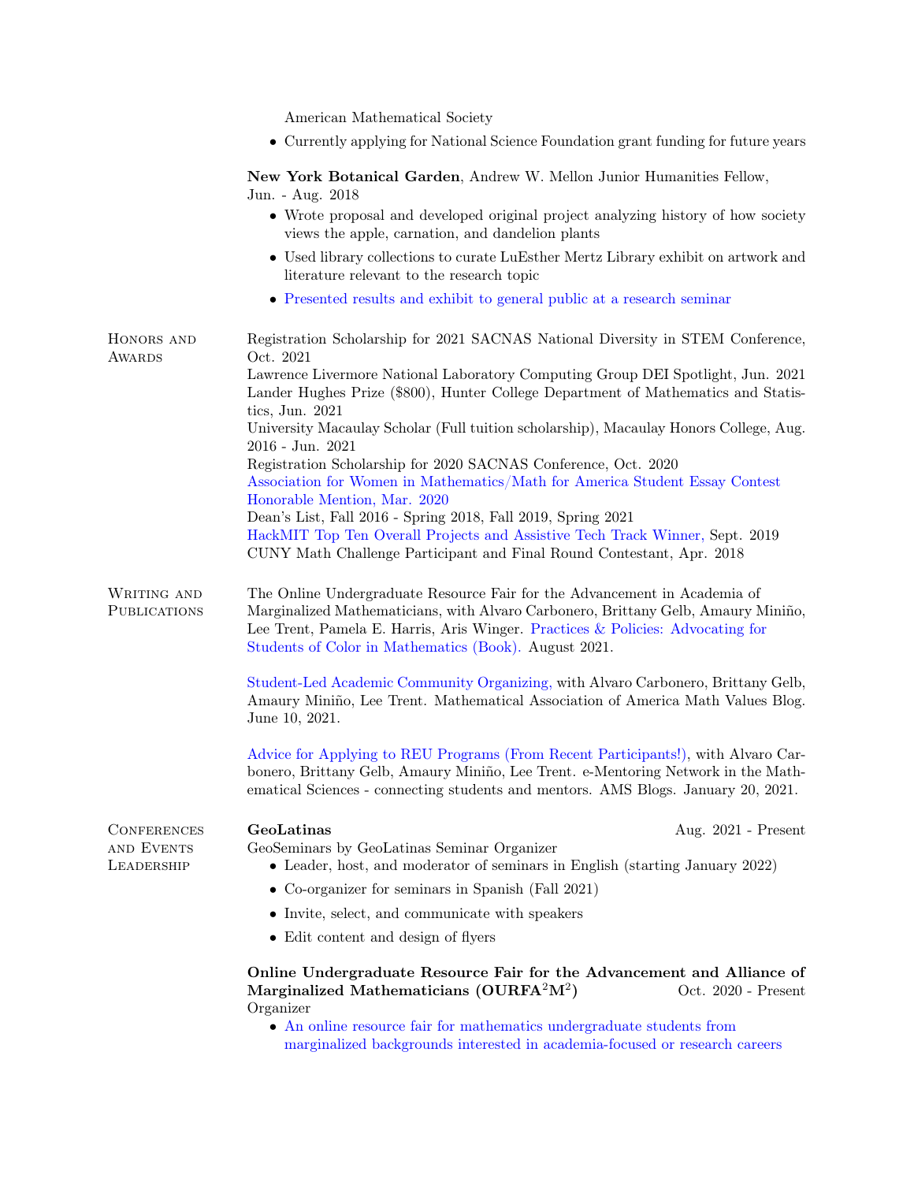American Mathematical Society

- Currently applying for National Science Foundation grant funding for future years

**New York Botanical Garden**, Andrew W. Mellon Junior Humanities Fellow, Jun. - Aug. 2018

- Wrote proposal and developed original project analyzing history of how society views the apple, carnation, and dandelion plants
- Used library collections to curate LuEsther Mertz Library exhibit on artwork and literature relevant to the research topic
- Presented results and exhibit to general public at a research seminar

## Honors and Awards

Registration Scholarship for 2021 SACNAS National Diversity in STEM Conference, Oct. 2021
Lawrence Livermore National Laboratory Computing Group DEI Spotlight, Jun. 2021
Lander Hughes Prize ($800), Hunter College Department of Mathematics and Statistics, Jun. 2021
University Macaulay Scholar (Full tuition scholarship), Macaulay Honors College, Aug. 2016 - Jun. 2021
Registration Scholarship for 2020 SACNAS Conference, Oct. 2020
Association for Women in Mathematics/Math for America Student Essay Contest Honorable Mention, Mar. 2020
Dean's List, Fall 2016 - Spring 2018, Fall 2019, Spring 2021
HackMIT Top Ten Overall Projects and Assistive Tech Track Winner, Sept. 2019
CUNY Math Challenge Participant and Final Round Contestant, Apr. 2018

## Writing and Publications

The Online Undergraduate Resource Fair for the Advancement in Academia of Marginalized Mathematicians, with Alvaro Carbonero, Brittany Gelb, Amaury Miniño, Lee Trent, Pamela E. Harris, Aris Winger. Practices & Policies: Advocating for Students of Color in Mathematics (Book). August 2021.

Student-Led Academic Community Organizing, with Alvaro Carbonero, Brittany Gelb, Amaury Miniño, Lee Trent. Mathematical Association of America Math Values Blog. June 10, 2021.

Advice for Applying to REU Programs (From Recent Participants!), with Alvaro Carbonero, Brittany Gelb, Amaury Miniño, Lee Trent. e-Mentoring Network in the Mathematical Sciences - connecting students and mentors. AMS Blogs. January 20, 2021.

## Conferences and Events Leadership

**GeoLatinas** Aug. 2021 - Present
GeoSeminars by GeoLatinas Seminar Organizer

- Leader, host, and moderator of seminars in English (starting January 2022)
- Co-organizer for seminars in Spanish (Fall 2021)
- Invite, select, and communicate with speakers
- Edit content and design of flyers

**Online Undergraduate Resource Fair for the Advancement and Alliance of Marginalized Mathematicians (OURFA$^2$M$^2$)** Oct. 2020 - Present
Organizer

- An online resource fair for mathematics undergraduate students from marginalized backgrounds interested in academia-focused or research careers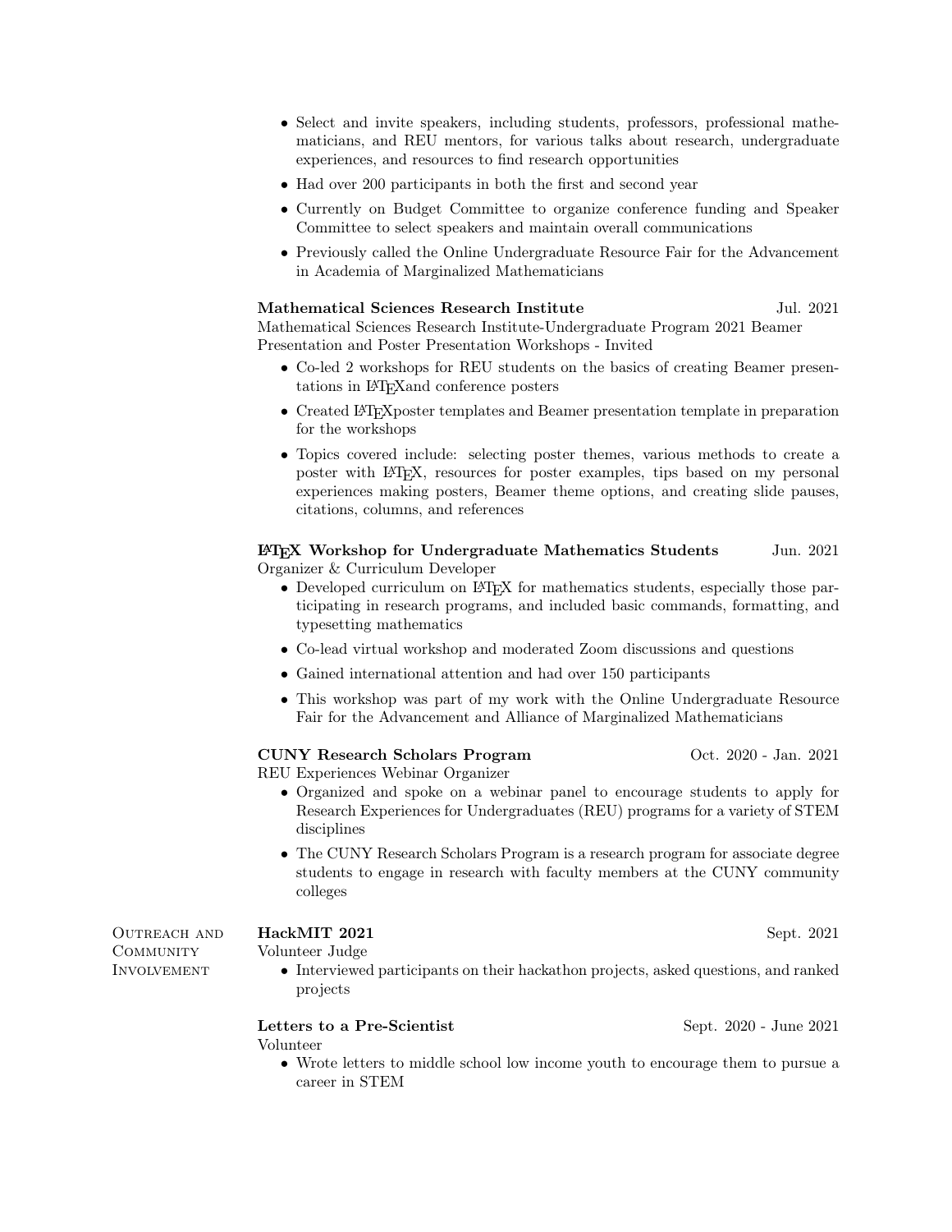- Select and invite speakers, including students, professors, professional mathematicians, and REU mentors, for various talks about research, undergraduate experiences, and resources to find research opportunities
- Had over 200 participants in both the first and second year
- Currently on Budget Committee to organize conference funding and Speaker Committee to select speakers and maintain overall communications
- Previously called the Online Undergraduate Resource Fair for the Advancement in Academia of Marginalized Mathematicians

**Mathematical Sciences Research Institute** — Jul. 2021

Mathematical Sciences Research Institute-Undergraduate Program 2021 Beamer Presentation and Poster Presentation Workshops - Invited

- Co-led 2 workshops for REU students on the basics of creating Beamer presentations in LaTeXand conference posters
- Created LaTeXposter templates and Beamer presentation template in preparation for the workshops
- Topics covered include: selecting poster themes, various methods to create a poster with LaTeX, resources for poster examples, tips based on my personal experiences making posters, Beamer theme options, and creating slide pauses, citations, columns, and references

**LaTeX Workshop for Undergraduate Mathematics Students** — Jun. 2021

Organizer & Curriculum Developer

- Developed curriculum on LaTeX for mathematics students, especially those participating in research programs, and included basic commands, formatting, and typesetting mathematics
- Co-lead virtual workshop and moderated Zoom discussions and questions
- Gained international attention and had over 150 participants
- This workshop was part of my work with the Online Undergraduate Resource Fair for the Advancement and Alliance of Marginalized Mathematicians

**CUNY Research Scholars Program** — Oct. 2020 - Jan. 2021

REU Experiences Webinar Organizer

- Organized and spoke on a webinar panel to encourage students to apply for Research Experiences for Undergraduates (REU) programs for a variety of STEM disciplines
- The CUNY Research Scholars Program is a research program for associate degree students to engage in research with faculty members at the CUNY community colleges

## Outreach and Community Involvement

**HackMIT 2021** — Sept. 2021

Volunteer Judge

- Interviewed participants on their hackathon projects, asked questions, and ranked projects

**Letters to a Pre-Scientist** — Sept. 2020 - June 2021

Volunteer

- Wrote letters to middle school low income youth to encourage them to pursue a career in STEM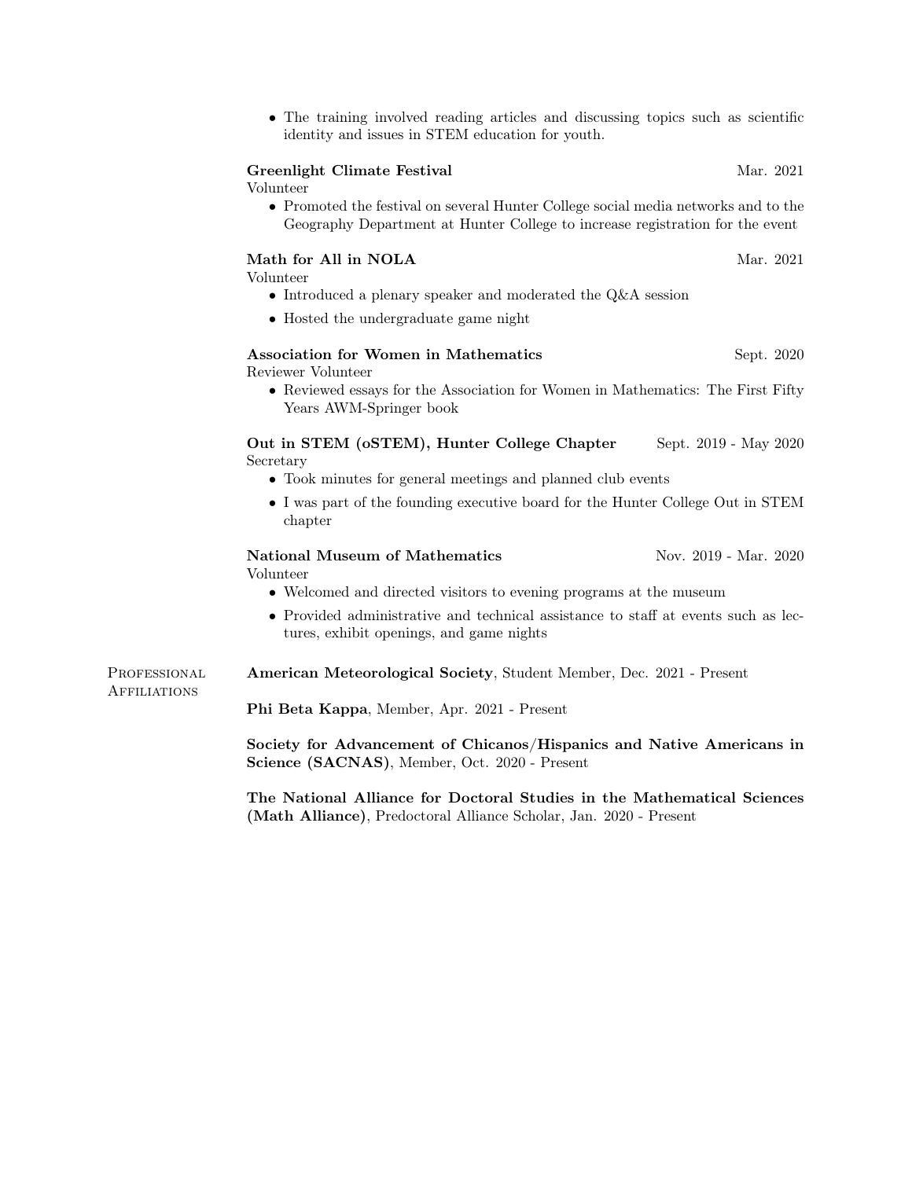- The training involved reading articles and discussing topics such as scientific identity and issues in STEM education for youth.

**Greenlight Climate Festival** — Mar. 2021
Volunteer

- Promoted the festival on several Hunter College social media networks and to the Geography Department at Hunter College to increase registration for the event

**Math for All in NOLA** — Mar. 2021
Volunteer

- Introduced a plenary speaker and moderated the Q&A session
- Hosted the undergraduate game night

**Association for Women in Mathematics** — Sept. 2020
Reviewer Volunteer

- Reviewed essays for the Association for Women in Mathematics: The First Fifty Years AWM-Springer book

**Out in STEM (oSTEM), Hunter College Chapter** — Sept. 2019 - May 2020
Secretary

- Took minutes for general meetings and planned club events
- I was part of the founding executive board for the Hunter College Out in STEM chapter

**National Museum of Mathematics** — Nov. 2019 - Mar. 2020
Volunteer

- Welcomed and directed visitors to evening programs at the museum
- Provided administrative and technical assistance to staff at events such as lectures, exhibit openings, and game nights

## Professional Affiliations

**American Meteorological Society**, Student Member, Dec. 2021 - Present

**Phi Beta Kappa**, Member, Apr. 2021 - Present

**Society for Advancement of Chicanos/Hispanics and Native Americans in Science (SACNAS)**, Member, Oct. 2020 - Present

**The National Alliance for Doctoral Studies in the Mathematical Sciences (Math Alliance)**, Predoctoral Alliance Scholar, Jan. 2020 - Present